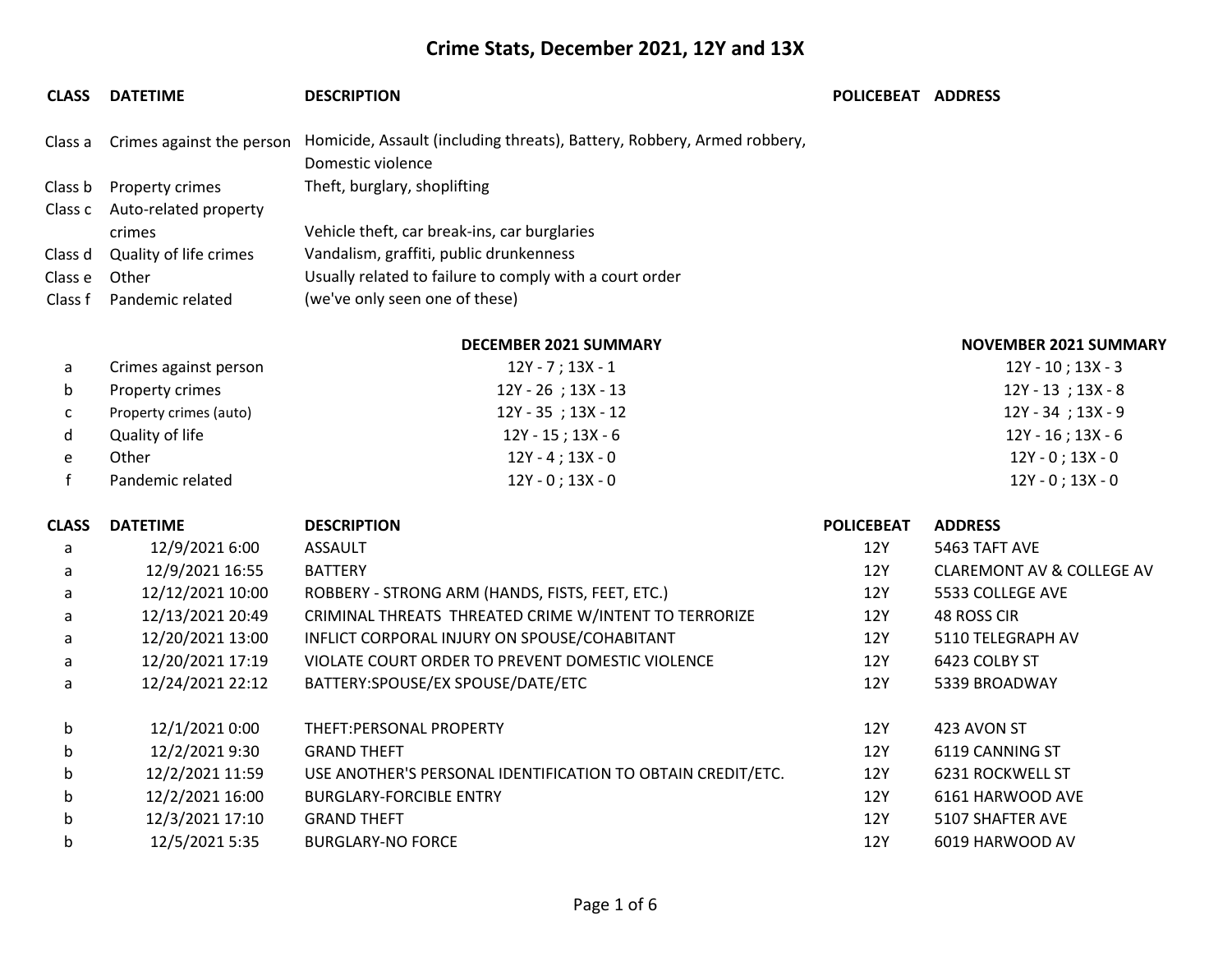# Crime Stats, December 2021, 12Y and 13X

| CLASS | DATETIME | DESCRIPTION | POLICEBEAT | ADDRESS |
|---|---|---|---|---|
| Class a | Crimes against the person | Homicide, Assault (including threats), Battery, Robbery, Armed robbery, Domestic violence | | |
| Class b | Property crimes | Theft, burglary, shoplifting | | |
| Class c | Auto-related property crimes | Vehicle theft, car break-ins, car burglaries | | |
| Class d | Quality of life crimes | Vandalism, graffiti, public drunkenness | | |
| Class e | Other | Usually related to failure to comply with a court order | | |
| Class f | Pandemic related | (we've only seen one of these) | | |

| | | DECEMBER 2021 SUMMARY | NOVEMBER 2021 SUMMARY |
|---|---|---|---|
| a | Crimes against person | 12Y - 7 ; 13X - 1 | 12Y - 10 ; 13X - 3 |
| b | Property crimes | 12Y - 26 ; 13X - 13 | 12Y - 13 ; 13X - 8 |
| c | Property crimes (auto) | 12Y - 35 ; 13X - 12 | 12Y - 34 ; 13X - 9 |
| d | Quality of life | 12Y - 15 ; 13X - 6 | 12Y - 16 ; 13X - 6 |
| e | Other | 12Y - 4 ; 13X - 0 | 12Y - 0 ; 13X - 0 |
| f | Pandemic related | 12Y - 0 ; 13X - 0 | 12Y - 0 ; 13X - 0 |

| CLASS | DATETIME | DESCRIPTION | POLICEBEAT | ADDRESS |
|---|---|---|---|---|
| a | 12/9/2021 6:00 | ASSAULT | 12Y | 5463 TAFT AVE |
| a | 12/9/2021 16:55 | BATTERY | 12Y | CLAREMONT AV & COLLEGE AV |
| a | 12/12/2021 10:00 | ROBBERY - STRONG ARM (HANDS, FISTS, FEET, ETC.) | 12Y | 5533 COLLEGE AVE |
| a | 12/13/2021 20:49 | CRIMINAL THREATS THREATED CRIME W/INTENT TO TERRORIZE | 12Y | 48 ROSS CIR |
| a | 12/20/2021 13:00 | INFLICT CORPORAL INJURY ON SPOUSE/COHABITANT | 12Y | 5110 TELEGRAPH AV |
| a | 12/20/2021 17:19 | VIOLATE COURT ORDER TO PREVENT DOMESTIC VIOLENCE | 12Y | 6423 COLBY ST |
| a | 12/24/2021 22:12 | BATTERY:SPOUSE/EX SPOUSE/DATE/ETC | 12Y | 5339 BROADWAY |
| | | | | |
| b | 12/1/2021 0:00 | THEFT:PERSONAL PROPERTY | 12Y | 423 AVON ST |
| b | 12/2/2021 9:30 | GRAND THEFT | 12Y | 6119 CANNING ST |
| b | 12/2/2021 11:59 | USE ANOTHER'S PERSONAL IDENTIFICATION TO OBTAIN CREDIT/ETC. | 12Y | 6231 ROCKWELL ST |
| b | 12/2/2021 16:00 | BURGLARY-FORCIBLE ENTRY | 12Y | 6161 HARWOOD AVE |
| b | 12/3/2021 17:10 | GRAND THEFT | 12Y | 5107 SHAFTER AVE |
| b | 12/5/2021 5:35 | BURGLARY-NO FORCE | 12Y | 6019 HARWOOD AV |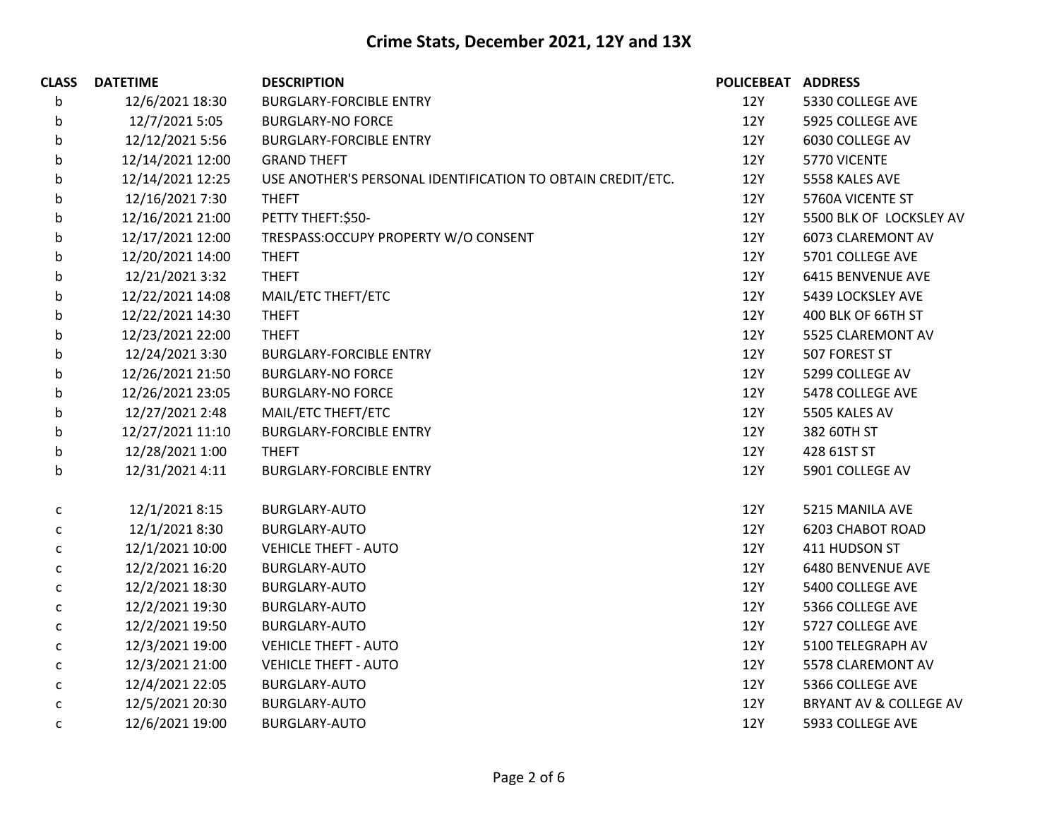## Crime Stats, December 2021, 12Y and 13X

| CLASS | DATETIME | DESCRIPTION | POLICEBEAT | ADDRESS |
|---|---|---|---|---|
| b | 12/6/2021 18:30 | BURGLARY-FORCIBLE ENTRY | 12Y | 5330 COLLEGE AVE |
| b | 12/7/2021 5:05 | BURGLARY-NO FORCE | 12Y | 5925 COLLEGE AVE |
| b | 12/12/2021 5:56 | BURGLARY-FORCIBLE ENTRY | 12Y | 6030 COLLEGE AV |
| b | 12/14/2021 12:00 | GRAND THEFT | 12Y | 5770 VICENTE |
| b | 12/14/2021 12:25 | USE ANOTHER'S PERSONAL IDENTIFICATION TO OBTAIN CREDIT/ETC. | 12Y | 5558 KALES AVE |
| b | 12/16/2021 7:30 | THEFT | 12Y | 5760A VICENTE ST |
| b | 12/16/2021 21:00 | PETTY THEFT:$50- | 12Y | 5500 BLK OF LOCKSLEY AV |
| b | 12/17/2021 12:00 | TRESPASS:OCCUPY PROPERTY W/O CONSENT | 12Y | 6073 CLAREMONT AV |
| b | 12/20/2021 14:00 | THEFT | 12Y | 5701 COLLEGE AVE |
| b | 12/21/2021 3:32 | THEFT | 12Y | 6415 BENVENUE AVE |
| b | 12/22/2021 14:08 | MAIL/ETC THEFT/ETC | 12Y | 5439 LOCKSLEY AVE |
| b | 12/22/2021 14:30 | THEFT | 12Y | 400 BLK OF 66TH ST |
| b | 12/23/2021 22:00 | THEFT | 12Y | 5525 CLAREMONT AV |
| b | 12/24/2021 3:30 | BURGLARY-FORCIBLE ENTRY | 12Y | 507 FOREST ST |
| b | 12/26/2021 21:50 | BURGLARY-NO FORCE | 12Y | 5299 COLLEGE AV |
| b | 12/26/2021 23:05 | BURGLARY-NO FORCE | 12Y | 5478 COLLEGE AVE |
| b | 12/27/2021 2:48 | MAIL/ETC THEFT/ETC | 12Y | 5505 KALES AV |
| b | 12/27/2021 11:10 | BURGLARY-FORCIBLE ENTRY | 12Y | 382 60TH ST |
| b | 12/28/2021 1:00 | THEFT | 12Y | 428 61ST ST |
| b | 12/31/2021 4:11 | BURGLARY-FORCIBLE ENTRY | 12Y | 5901 COLLEGE AV |
| c | 12/1/2021 8:15 | BURGLARY-AUTO | 12Y | 5215 MANILA AVE |
| c | 12/1/2021 8:30 | BURGLARY-AUTO | 12Y | 6203 CHABOT ROAD |
| c | 12/1/2021 10:00 | VEHICLE THEFT - AUTO | 12Y | 411 HUDSON ST |
| c | 12/2/2021 16:20 | BURGLARY-AUTO | 12Y | 6480 BENVENUE AVE |
| c | 12/2/2021 18:30 | BURGLARY-AUTO | 12Y | 5400 COLLEGE AVE |
| c | 12/2/2021 19:30 | BURGLARY-AUTO | 12Y | 5366 COLLEGE AVE |
| c | 12/2/2021 19:50 | BURGLARY-AUTO | 12Y | 5727 COLLEGE AVE |
| c | 12/3/2021 19:00 | VEHICLE THEFT - AUTO | 12Y | 5100 TELEGRAPH AV |
| c | 12/3/2021 21:00 | VEHICLE THEFT - AUTO | 12Y | 5578 CLAREMONT AV |
| c | 12/4/2021 22:05 | BURGLARY-AUTO | 12Y | 5366 COLLEGE AVE |
| c | 12/5/2021 20:30 | BURGLARY-AUTO | 12Y | BRYANT AV & COLLEGE AV |
| c | 12/6/2021 19:00 | BURGLARY-AUTO | 12Y | 5933 COLLEGE AVE |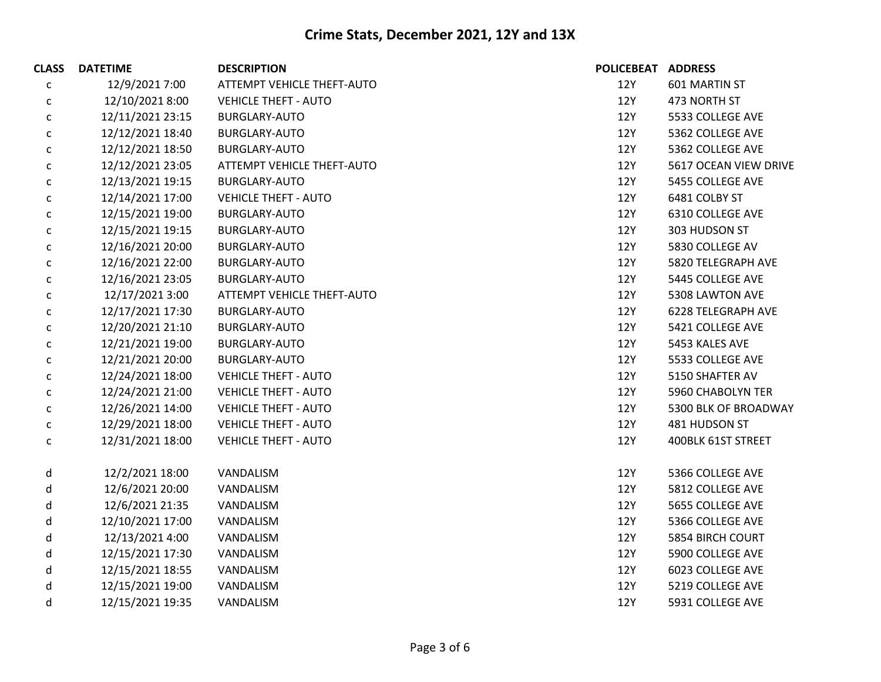# Crime Stats, December 2021, 12Y and 13X

| CLASS | DATETIME | DESCRIPTION | POLICEBEAT | ADDRESS |
|---|---|---|---|---|
| c | 12/9/2021 7:00 | ATTEMPT VEHICLE THEFT-AUTO | 12Y | 601 MARTIN ST |
| c | 12/10/2021 8:00 | VEHICLE THEFT - AUTO | 12Y | 473 NORTH ST |
| c | 12/11/2021 23:15 | BURGLARY-AUTO | 12Y | 5533 COLLEGE AVE |
| c | 12/12/2021 18:40 | BURGLARY-AUTO | 12Y | 5362 COLLEGE AVE |
| c | 12/12/2021 18:50 | BURGLARY-AUTO | 12Y | 5362 COLLEGE AVE |
| c | 12/12/2021 23:05 | ATTEMPT VEHICLE THEFT-AUTO | 12Y | 5617 OCEAN VIEW DRIVE |
| c | 12/13/2021 19:15 | BURGLARY-AUTO | 12Y | 5455 COLLEGE AVE |
| c | 12/14/2021 17:00 | VEHICLE THEFT - AUTO | 12Y | 6481 COLBY ST |
| c | 12/15/2021 19:00 | BURGLARY-AUTO | 12Y | 6310 COLLEGE AVE |
| c | 12/15/2021 19:15 | BURGLARY-AUTO | 12Y | 303 HUDSON ST |
| c | 12/16/2021 20:00 | BURGLARY-AUTO | 12Y | 5830 COLLEGE AV |
| c | 12/16/2021 22:00 | BURGLARY-AUTO | 12Y | 5820 TELEGRAPH AVE |
| c | 12/16/2021 23:05 | BURGLARY-AUTO | 12Y | 5445 COLLEGE AVE |
| c | 12/17/2021 3:00 | ATTEMPT VEHICLE THEFT-AUTO | 12Y | 5308 LAWTON AVE |
| c | 12/17/2021 17:30 | BURGLARY-AUTO | 12Y | 6228 TELEGRAPH AVE |
| c | 12/20/2021 21:10 | BURGLARY-AUTO | 12Y | 5421 COLLEGE AVE |
| c | 12/21/2021 19:00 | BURGLARY-AUTO | 12Y | 5453 KALES AVE |
| c | 12/21/2021 20:00 | BURGLARY-AUTO | 12Y | 5533 COLLEGE AVE |
| c | 12/24/2021 18:00 | VEHICLE THEFT - AUTO | 12Y | 5150 SHAFTER AV |
| c | 12/24/2021 21:00 | VEHICLE THEFT - AUTO | 12Y | 5960 CHABOLYN TER |
| c | 12/26/2021 14:00 | VEHICLE THEFT - AUTO | 12Y | 5300 BLK OF BROADWAY |
| c | 12/29/2021 18:00 | VEHICLE THEFT - AUTO | 12Y | 481 HUDSON ST |
| c | 12/31/2021 18:00 | VEHICLE THEFT - AUTO | 12Y | 400BLK 61ST STREET |
| | | | | |
| d | 12/2/2021 18:00 | VANDALISM | 12Y | 5366 COLLEGE AVE |
| d | 12/6/2021 20:00 | VANDALISM | 12Y | 5812 COLLEGE AVE |
| d | 12/6/2021 21:35 | VANDALISM | 12Y | 5655 COLLEGE AVE |
| d | 12/10/2021 17:00 | VANDALISM | 12Y | 5366 COLLEGE AVE |
| d | 12/13/2021 4:00 | VANDALISM | 12Y | 5854 BIRCH COURT |
| d | 12/15/2021 17:30 | VANDALISM | 12Y | 5900 COLLEGE AVE |
| d | 12/15/2021 18:55 | VANDALISM | 12Y | 6023 COLLEGE AVE |
| d | 12/15/2021 19:00 | VANDALISM | 12Y | 5219 COLLEGE AVE |
| d | 12/15/2021 19:35 | VANDALISM | 12Y | 5931 COLLEGE AVE |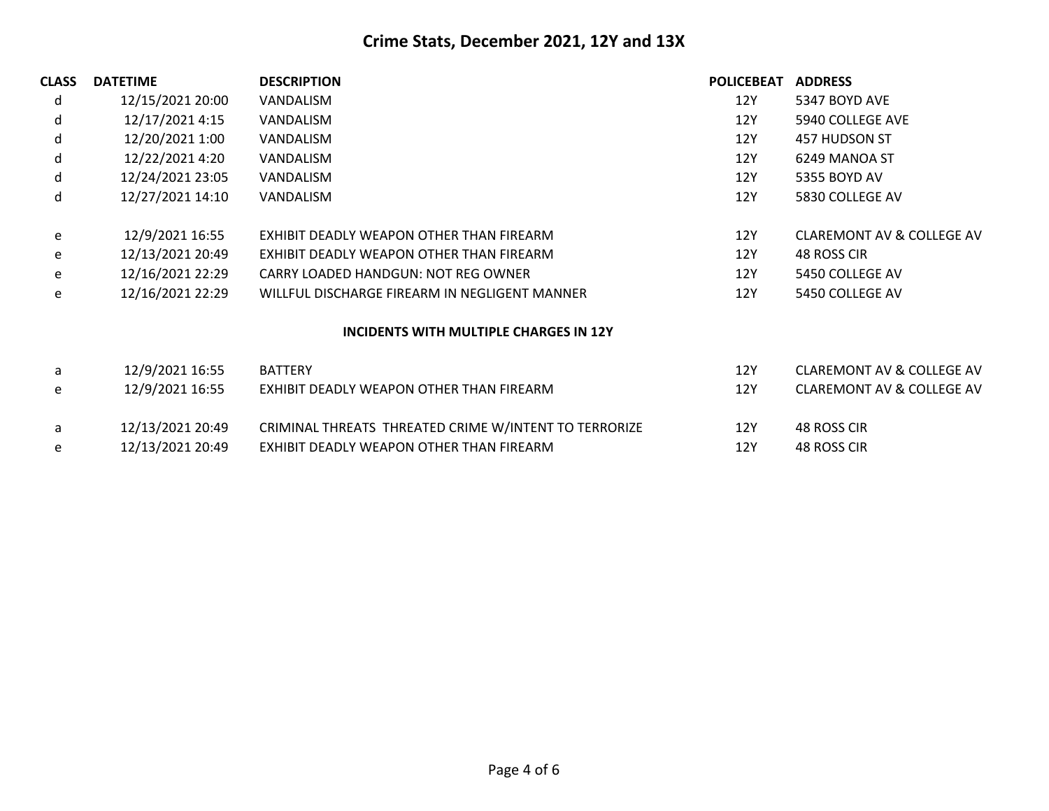# Crime Stats, December 2021, 12Y and 13X

| CLASS | DATETIME | DESCRIPTION | POLICEBEAT | ADDRESS |
|---|---|---|---|---|
| d | 12/15/2021 20:00 | VANDALISM | 12Y | 5347 BOYD AVE |
| d | 12/17/2021 4:15 | VANDALISM | 12Y | 5940 COLLEGE AVE |
| d | 12/20/2021 1:00 | VANDALISM | 12Y | 457 HUDSON ST |
| d | 12/22/2021 4:20 | VANDALISM | 12Y | 6249 MANOA ST |
| d | 12/24/2021 23:05 | VANDALISM | 12Y | 5355 BOYD AV |
| d | 12/27/2021 14:10 | VANDALISM | 12Y | 5830 COLLEGE AV |
| e | 12/9/2021 16:55 | EXHIBIT DEADLY WEAPON OTHER THAN FIREARM | 12Y | CLAREMONT AV & COLLEGE AV |
| e | 12/13/2021 20:49 | EXHIBIT DEADLY WEAPON OTHER THAN FIREARM | 12Y | 48 ROSS CIR |
| e | 12/16/2021 22:29 | CARRY LOADED HANDGUN: NOT REG OWNER | 12Y | 5450 COLLEGE AV |
| e | 12/16/2021 22:29 | WILLFUL DISCHARGE FIREARM IN NEGLIGENT MANNER | 12Y | 5450 COLLEGE AV |

## INCIDENTS WITH MULTIPLE CHARGES IN 12Y

| CLASS | DATETIME | DESCRIPTION | POLICEBEAT | ADDRESS |
|---|---|---|---|---|
| a | 12/9/2021 16:55 | BATTERY | 12Y | CLAREMONT AV & COLLEGE AV |
| e | 12/9/2021 16:55 | EXHIBIT DEADLY WEAPON OTHER THAN FIREARM | 12Y | CLAREMONT AV & COLLEGE AV |
| a | 12/13/2021 20:49 | CRIMINAL THREATS THREATED CRIME W/INTENT TO TERRORIZE | 12Y | 48 ROSS CIR |
| e | 12/13/2021 20:49 | EXHIBIT DEADLY WEAPON OTHER THAN FIREARM | 12Y | 48 ROSS CIR |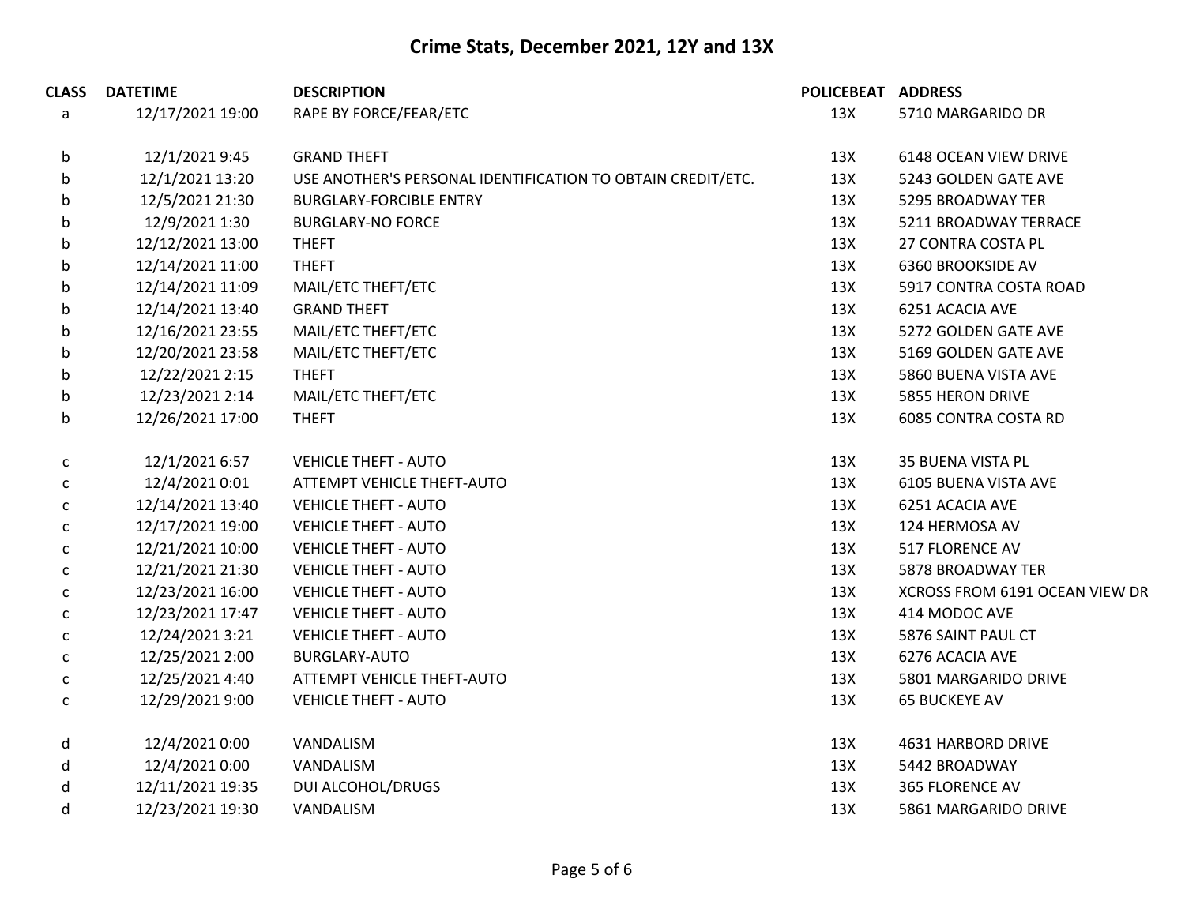# Crime Stats, December 2021, 12Y and 13X

| CLASS | DATETIME | DESCRIPTION | POLICEBEAT | ADDRESS |
|---|---|---|---|---|
| a | 12/17/2021 19:00 | RAPE BY FORCE/FEAR/ETC | 13X | 5710 MARGARIDO DR |
| | | | | |
| b | 12/1/2021 9:45 | GRAND THEFT | 13X | 6148 OCEAN VIEW DRIVE |
| b | 12/1/2021 13:20 | USE ANOTHER'S PERSONAL IDENTIFICATION TO OBTAIN CREDIT/ETC. | 13X | 5243 GOLDEN GATE AVE |
| b | 12/5/2021 21:30 | BURGLARY-FORCIBLE ENTRY | 13X | 5295 BROADWAY TER |
| b | 12/9/2021 1:30 | BURGLARY-NO FORCE | 13X | 5211 BROADWAY TERRACE |
| b | 12/12/2021 13:00 | THEFT | 13X | 27 CONTRA COSTA PL |
| b | 12/14/2021 11:00 | THEFT | 13X | 6360 BROOKSIDE AV |
| b | 12/14/2021 11:09 | MAIL/ETC THEFT/ETC | 13X | 5917 CONTRA COSTA ROAD |
| b | 12/14/2021 13:40 | GRAND THEFT | 13X | 6251 ACACIA AVE |
| b | 12/16/2021 23:55 | MAIL/ETC THEFT/ETC | 13X | 5272 GOLDEN GATE AVE |
| b | 12/20/2021 23:58 | MAIL/ETC THEFT/ETC | 13X | 5169 GOLDEN GATE AVE |
| b | 12/22/2021 2:15 | THEFT | 13X | 5860 BUENA VISTA AVE |
| b | 12/23/2021 2:14 | MAIL/ETC THEFT/ETC | 13X | 5855 HERON DRIVE |
| b | 12/26/2021 17:00 | THEFT | 13X | 6085 CONTRA COSTA RD |
| | | | | |
| c | 12/1/2021 6:57 | VEHICLE THEFT - AUTO | 13X | 35 BUENA VISTA PL |
| c | 12/4/2021 0:01 | ATTEMPT VEHICLE THEFT-AUTO | 13X | 6105 BUENA VISTA AVE |
| c | 12/14/2021 13:40 | VEHICLE THEFT - AUTO | 13X | 6251 ACACIA AVE |
| c | 12/17/2021 19:00 | VEHICLE THEFT - AUTO | 13X | 124 HERMOSA AV |
| c | 12/21/2021 10:00 | VEHICLE THEFT - AUTO | 13X | 517 FLORENCE AV |
| c | 12/21/2021 21:30 | VEHICLE THEFT - AUTO | 13X | 5878 BROADWAY TER |
| c | 12/23/2021 16:00 | VEHICLE THEFT - AUTO | 13X | XCROSS FROM 6191 OCEAN VIEW DR |
| c | 12/23/2021 17:47 | VEHICLE THEFT - AUTO | 13X | 414 MODOC AVE |
| c | 12/24/2021 3:21 | VEHICLE THEFT - AUTO | 13X | 5876 SAINT PAUL CT |
| c | 12/25/2021 2:00 | BURGLARY-AUTO | 13X | 6276 ACACIA AVE |
| c | 12/25/2021 4:40 | ATTEMPT VEHICLE THEFT-AUTO | 13X | 5801 MARGARIDO DRIVE |
| c | 12/29/2021 9:00 | VEHICLE THEFT - AUTO | 13X | 65 BUCKEYE AV |
| | | | | |
| d | 12/4/2021 0:00 | VANDALISM | 13X | 4631 HARBORD DRIVE |
| d | 12/4/2021 0:00 | VANDALISM | 13X | 5442 BROADWAY |
| d | 12/11/2021 19:35 | DUI ALCOHOL/DRUGS | 13X | 365 FLORENCE AV |
| d | 12/23/2021 19:30 | VANDALISM | 13X | 5861 MARGARIDO DRIVE |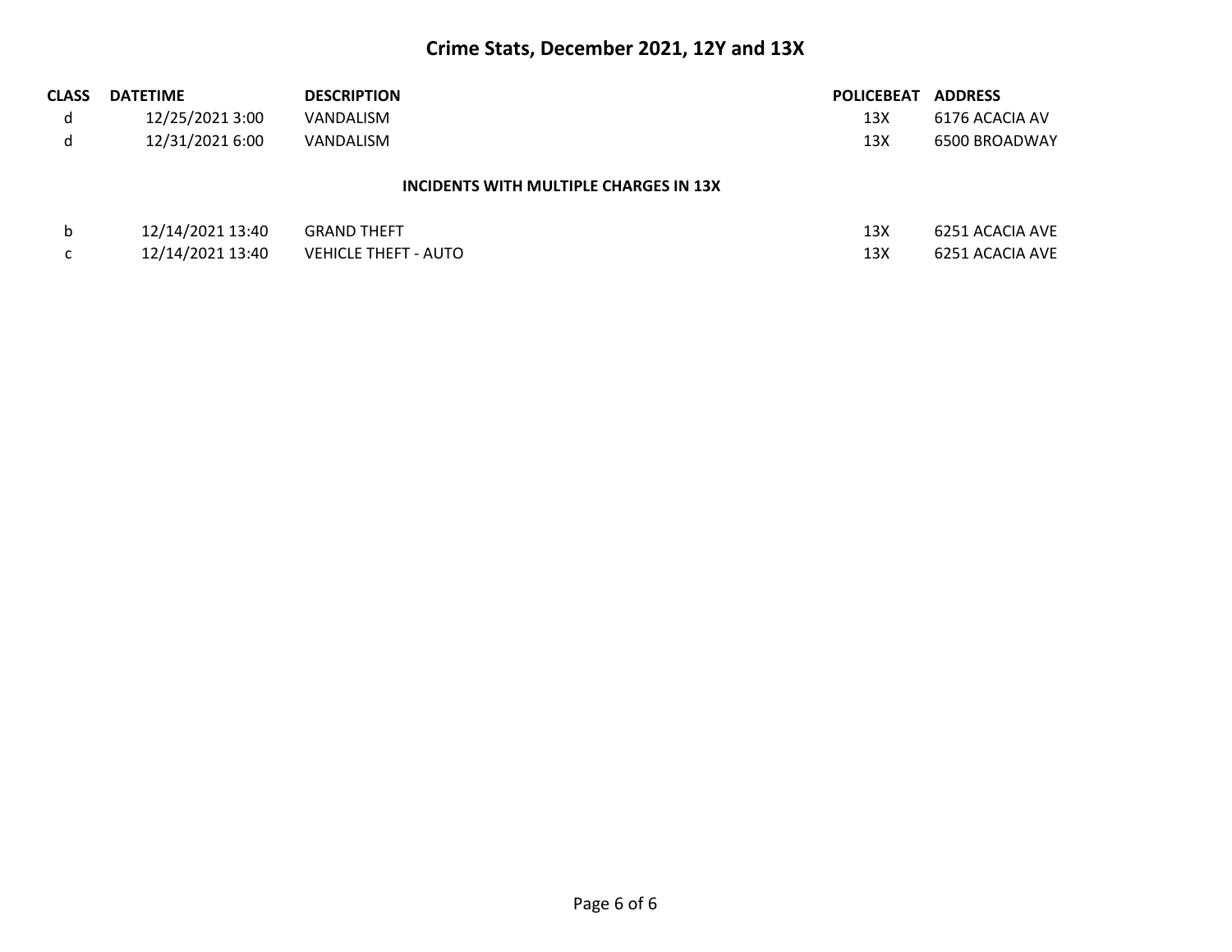# Crime Stats, December 2021, 12Y and 13X

| CLASS | DATETIME | DESCRIPTION | POLICEBEAT | ADDRESS |
|---|---|---|---|---|
| d | 12/25/2021 3:00 | VANDALISM | 13X | 6176 ACACIA AV |
| d | 12/31/2021 6:00 | VANDALISM | 13X | 6500 BROADWAY |

**INCIDENTS WITH MULTIPLE CHARGES IN 13X**

| | | | | |
|---|---|---|---|---|
| b | 12/14/2021 13:40 | GRAND THEFT | 13X | 6251 ACACIA AVE |
| c | 12/14/2021 13:40 | VEHICLE THEFT - AUTO | 13X | 6251 ACACIA AVE |